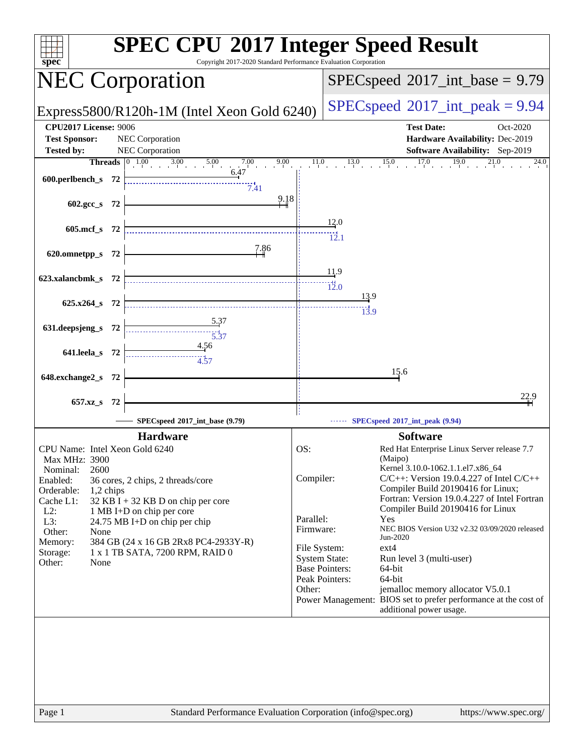# SPEC CPU 2017 Integer Speed Result

Copyright 2017-2020 Standard Performance Evaluation Corporation

## NEC Corporation

Express5800/R120h-1M (Intel Xeon Gold 6240)

SPECspeed 2017_int_base = 9.79

SPECspeed 2017_int_peak = 9.94

**CPU2017 License:** 9006
**Test Sponsor:** NEC Corporation
**Tested by:** NEC Corporation

**Test Date:** Oct-2020
**Hardware Availability:** Dec-2019
**Software Availability:** Sep-2019

| Benchmark | Threads | Base | Peak |
|---|---|---|---|
| 600.perlbench_s | 72 | 6.47 | 7.41 |
| 602.gcc_s | 72 | 9.18 | |
| 605.mcf_s | 72 | 12.0 | 12.1 |
| 620.omnetpp_s | 72 | 7.86 | |
| 623.xalancbmk_s | 72 | 11.9 | 12.0 |
| 625.x264_s | 72 | 13.9 | 13.9 |
| 631.deepsjeng_s | 72 | 5.37 | 5.37 |
| 641.leela_s | 72 | 4.56 | 4.57 |
| 648.exchange2_s | 72 | 15.6 | |
| 657.xz_s | 72 | 22.9 | |

SPECspeed 2017_int_base (9.79) — SPECspeed 2017_int_peak (9.94)

### Hardware

| | |
|---|---|
| CPU Name: | Intel Xeon Gold 6240 |
| Max MHz: | 3900 |
| Nominal: | 2600 |
| Enabled: | 36 cores, 2 chips, 2 threads/core |
| Orderable: | 1,2 chips |
| Cache L1: | 32 KB I + 32 KB D on chip per core |
| L2: | 1 MB I+D on chip per core |
| L3: | 24.75 MB I+D on chip per chip |
| Other: | None |
| Memory: | 384 GB (24 x 16 GB 2Rx8 PC4-2933Y-R) |
| Storage: | 1 x 1 TB SATA, 7200 RPM, RAID 0 |
| Other: | None |

### Software

| | |
|---|---|
| OS: | Red Hat Enterprise Linux Server release 7.7 (Maipo) Kernel 3.10.0-1062.1.1.el7.x86_64 |
| Compiler: | C/C++: Version 19.0.4.227 of Intel C/C++ Compiler Build 20190416 for Linux; Fortran: Version 19.0.4.227 of Intel Fortran Compiler Build 20190416 for Linux |
| Parallel: | Yes |
| Firmware: | NEC BIOS Version U32 v2.32 03/09/2020 released Jun-2020 |
| File System: | ext4 |
| System State: | Run level 3 (multi-user) |
| Base Pointers: | 64-bit |
| Peak Pointers: | 64-bit |
| Other: | jemalloc memory allocator V5.0.1 |
| Power Management: | BIOS set to prefer performance at the cost of additional power usage. |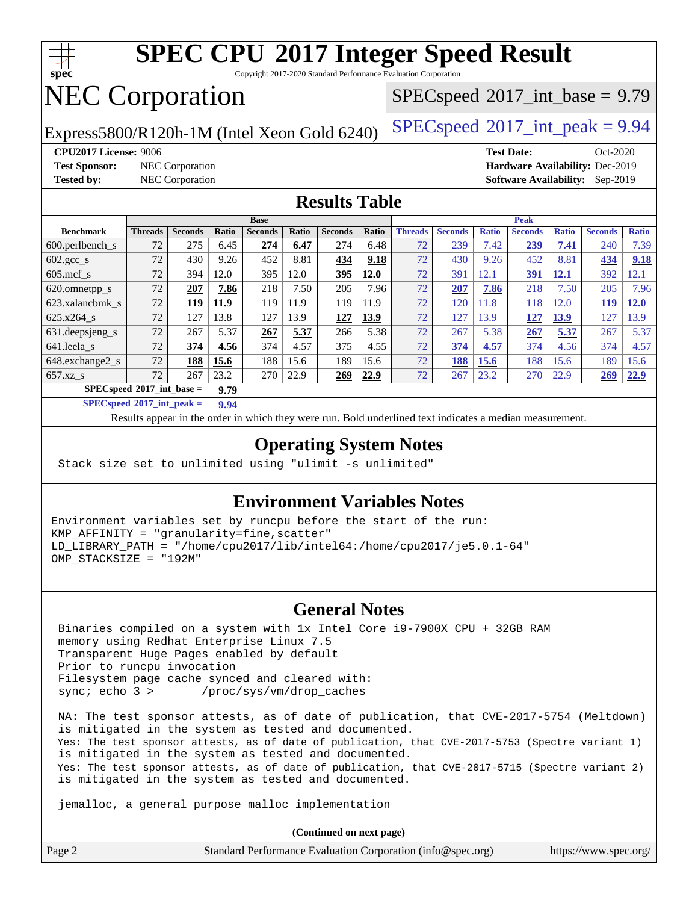# SPEC CPU 2017 Integer Speed Result

Copyright 2017-2020 Standard Performance Evaluation Corporation

# NEC Corporation

Express5800/R120h-1M (Intel Xeon Gold 6240)

SPECspeed 2017_int_base = 9.79

SPECspeed 2017_int_peak = 9.94

**CPU2017 License:** 9006
**Test Sponsor:** NEC Corporation
**Tested by:** NEC Corporation

**Test Date:** Oct-2020
**Hardware Availability:** Dec-2019
**Software Availability:** Sep-2019

## Results Table

| | Base | | | | | | | Peak | | | | | | |
|---|---|---|---|---|---|---|---|---|---|---|---|---|---|---|
| **Benchmark** | **Threads** | **Seconds** | **Ratio** | **Seconds** | **Ratio** | **Seconds** | **Ratio** | **Threads** | **Seconds** | **Ratio** | **Seconds** | **Ratio** | **Seconds** | **Ratio** |
| 600.perlbench_s | 72 | 275 | 6.45 | **274** | **6.47** | 274 | 6.48 | 72 | 239 | 7.42 | **239** | **7.41** | 240 | 7.39 |
| 602.gcc_s | 72 | 430 | 9.26 | 452 | 8.81 | **434** | **9.18** | 72 | 430 | 9.26 | 452 | 8.81 | **434** | **9.18** |
| 605.mcf_s | 72 | 394 | 12.0 | 395 | 12.0 | **395** | **12.0** | 72 | 391 | 12.1 | **391** | **12.1** | 392 | 12.1 |
| 620.omnetpp_s | 72 | **207** | **7.86** | 218 | 7.50 | 205 | 7.96 | 72 | **207** | **7.86** | 218 | 7.50 | 205 | 7.96 |
| 623.xalancbmk_s | 72 | **119** | **11.9** | 119 | 11.9 | 119 | 11.9 | 72 | 120 | 11.8 | 118 | 12.0 | **119** | **12.0** |
| 625.x264_s | 72 | 127 | 13.8 | 127 | 13.9 | **127** | **13.9** | 72 | 127 | 13.9 | **127** | **13.9** | 127 | 13.9 |
| 631.deepsjeng_s | 72 | 267 | 5.37 | **267** | **5.37** | 266 | 5.38 | 72 | 267 | 5.38 | **267** | **5.37** | 267 | 5.37 |
| 641.leela_s | 72 | **374** | **4.56** | 374 | 4.57 | 375 | 4.55 | 72 | **374** | **4.57** | 374 | 4.56 | 374 | 4.57 |
| 648.exchange2_s | 72 | **188** | **15.6** | 188 | 15.6 | 189 | 15.6 | 72 | **188** | **15.6** | 188 | 15.6 | 189 | 15.6 |
| 657.xz_s | 72 | 267 | 23.2 | 270 | 22.9 | **269** | **22.9** | 72 | 267 | 23.2 | 270 | 22.9 | **269** | **22.9** |

**SPECspeed 2017_int_base = 9.79**

**SPECspeed 2017_int_peak = 9.94**

Results appear in the order in which they were run. Bold underlined text indicates a median measurement.

## Operating System Notes

```
Stack size set to unlimited using "ulimit -s unlimited"
```

## Environment Variables Notes

```
Environment variables set by runcpu before the start of the run:
KMP_AFFINITY = "granularity=fine,scatter"
LD_LIBRARY_PATH = "/home/cpu2017/lib/intel64:/home/cpu2017/je5.0.1-64"
OMP_STACKSIZE = "192M"
```

## General Notes

```
Binaries compiled on a system with 1x Intel Core i9-7900X CPU + 32GB RAM
memory using Redhat Enterprise Linux 7.5
Transparent Huge Pages enabled by default
Prior to runcpu invocation
Filesystem page cache synced and cleared with:
sync; echo 3 >       /proc/sys/vm/drop_caches

NA: The test sponsor attests, as of date of publication, that CVE-2017-5754 (Meltdown)
is mitigated in the system as tested and documented.
Yes: The test sponsor attests, as of date of publication, that CVE-2017-5753 (Spectre variant 1)
is mitigated in the system as tested and documented.
Yes: The test sponsor attests, as of date of publication, that CVE-2017-5715 (Spectre variant 2)
is mitigated in the system as tested and documented.

jemalloc, a general purpose malloc implementation
```

**(Continued on next page)**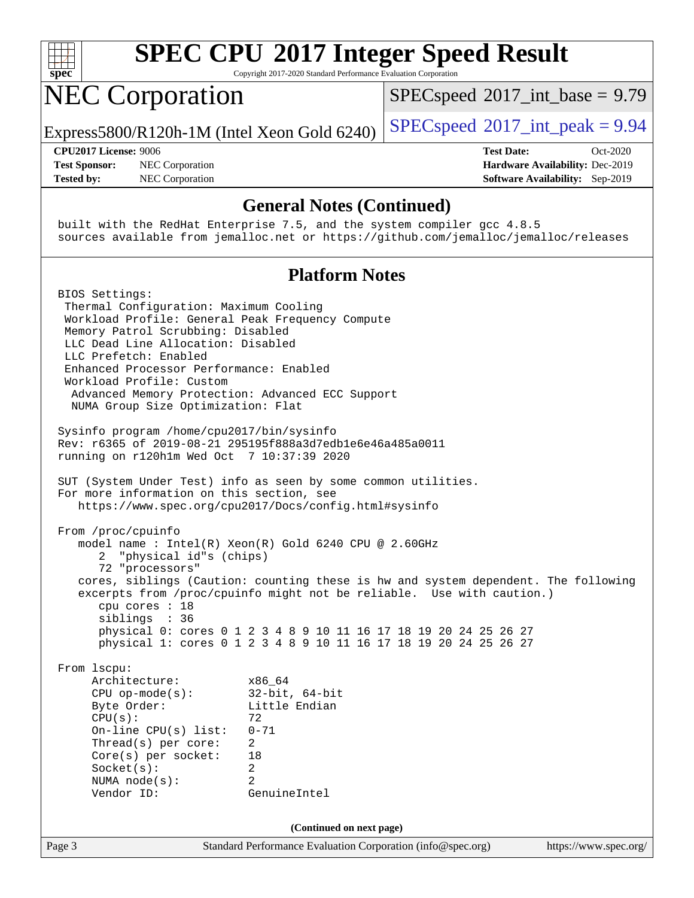# SPEC CPU 2017 Integer Speed Result

Copyright 2017-2020 Standard Performance Evaluation Corporation

## NEC Corporation

Express5800/R120h-1M (Intel Xeon Gold 6240)

SPECspeed 2017_int_base = 9.79

SPECspeed 2017_int_peak = 9.94

**CPU2017 License:** 9006
**Test Sponsor:** NEC Corporation
**Tested by:** NEC Corporation

**Test Date:** Oct-2020
**Hardware Availability:** Dec-2019
**Software Availability:** Sep-2019

### General Notes (Continued)

```
built with the RedHat Enterprise 7.5, and the system compiler gcc 4.8.5
sources available from jemalloc.net or https://github.com/jemalloc/jemalloc/releases
```

### Platform Notes

```
BIOS Settings:
 Thermal Configuration: Maximum Cooling
 Workload Profile: General Peak Frequency Compute
 Memory Patrol Scrubbing: Disabled
 LLC Dead Line Allocation: Disabled
 LLC Prefetch: Enabled
 Enhanced Processor Performance: Enabled
 Workload Profile: Custom
  Advanced Memory Protection: Advanced ECC Support
  NUMA Group Size Optimization: Flat

Sysinfo program /home/cpu2017/bin/sysinfo
Rev: r6365 of 2019-08-21 295195f888a3d7edb1e6e46a485a0011
running on r120h1m Wed Oct  7 10:37:39 2020

SUT (System Under Test) info as seen by some common utilities.
For more information on this section, see
   https://www.spec.org/cpu2017/Docs/config.html#sysinfo

From /proc/cpuinfo
   model name : Intel(R) Xeon(R) Gold 6240 CPU @ 2.60GHz
      2  "physical id"s (chips)
      72 "processors"
   cores, siblings (Caution: counting these is hw and system dependent. The following
   excerpts from /proc/cpuinfo might not be reliable.  Use with caution.)
      cpu cores : 18
      siblings  : 36
      physical 0: cores 0 1 2 3 4 8 9 10 11 16 17 18 19 20 24 25 26 27
      physical 1: cores 0 1 2 3 4 8 9 10 11 16 17 18 19 20 24 25 26 27

From lscpu:
     Architecture:          x86_64
     CPU op-mode(s):        32-bit, 64-bit
     Byte Order:            Little Endian
     CPU(s):                72
     On-line CPU(s) list:   0-71
     Thread(s) per core:    2
     Core(s) per socket:    18
     Socket(s):             2
     NUMA node(s):          2
     Vendor ID:             GenuineIntel
```

(Continued on next page)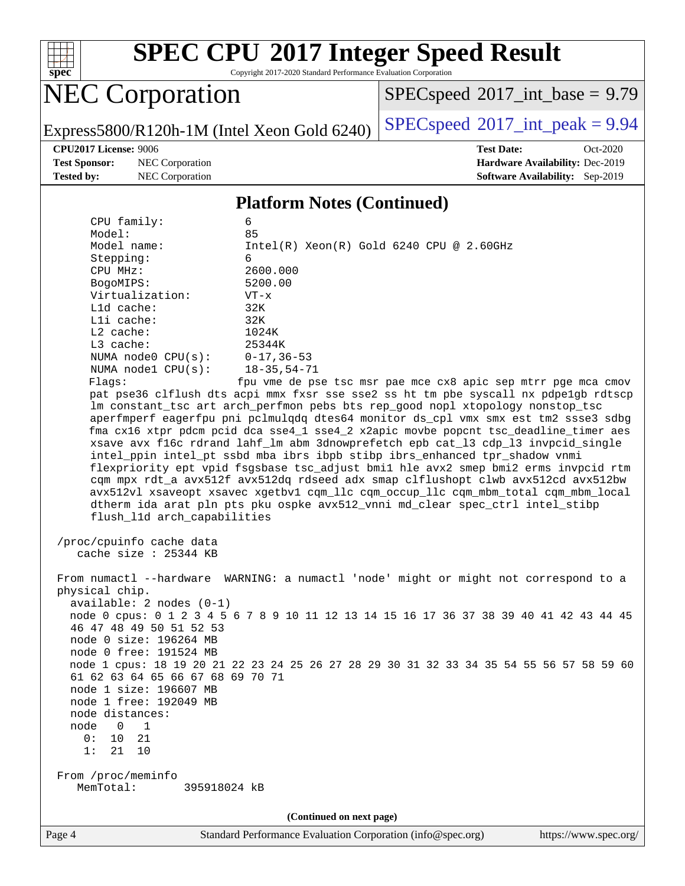## Platform Notes (Continued)

```
     CPU family:          6
     Model:               85
     Model name:          Intel(R) Xeon(R) Gold 6240 CPU @ 2.60GHz
     Stepping:            6
     CPU MHz:             2600.000
     BogoMIPS:            5200.00
     Virtualization:      VT-x
     L1d cache:           32K
     L1i cache:           32K
     L2 cache:            1024K
     L3 cache:            25344K
     NUMA node0 CPU(s):   0-17,36-53
     NUMA node1 CPU(s):   18-35,54-71
     Flags:                fpu vme de pse tsc msr pae mce cx8 apic sep mtrr pge mca cmov
     pat pse36 clflush dts acpi mmx fxsr sse sse2 ss ht tm pbe syscall nx pdpe1gb rdtscp
     lm constant_tsc art arch_perfmon pebs bts rep_good nopl xtopology nonstop_tsc
     aperfmperf eagerfpu pni pclmulqdq dtes64 monitor ds_cpl vmx smx est tm2 ssse3 sdbg
     fma cx16 xtpr pdcm pcid dca sse4_1 sse4_2 x2apic movbe popcnt tsc_deadline_timer aes
     xsave avx f16c rdrand lahf_lm abm 3dnowprefetch epb cat_l3 cdp_l3 invpcid_single
     intel_ppin intel_pt ssbd mba ibrs ibpb stibp ibrs_enhanced tpr_shadow vnmi
     flexpriority ept vpid fsgsbase tsc_adjust bmi1 hle avx2 smep bmi2 erms invpcid rtm
     cqm mpx rdt_a avx512f avx512dq rdseed adx smap clflushopt clwb avx512cd avx512bw
     avx512vl xsaveopt xsavec xgetbv1 cqm_llc cqm_occup_llc cqm_mbm_total cqm_mbm_local
     dtherm ida arat pln pts pku ospke avx512_vnni md_clear spec_ctrl intel_stibp
     flush_l1d arch_capabilities

 /proc/cpuinfo cache data
    cache size : 25344 KB

 From numactl --hardware  WARNING: a numactl 'node' might or might not correspond to a
 physical chip.
   available: 2 nodes (0-1)
   node 0 cpus: 0 1 2 3 4 5 6 7 8 9 10 11 12 13 14 15 16 17 36 37 38 39 40 41 42 43 44 45
   46 47 48 49 50 51 52 53
   node 0 size: 196264 MB
   node 0 free: 191524 MB
   node 1 cpus: 18 19 20 21 22 23 24 25 26 27 28 29 30 31 32 33 34 35 54 55 56 57 58 59 60
   61 62 63 64 65 66 67 68 69 70 71
   node 1 size: 196607 MB
   node 1 free: 192049 MB
   node distances:
   node   0   1
     0:  10  21
     1:  21  10

 From /proc/meminfo
    MemTotal:       395918024 kB
```

(Continued on next page)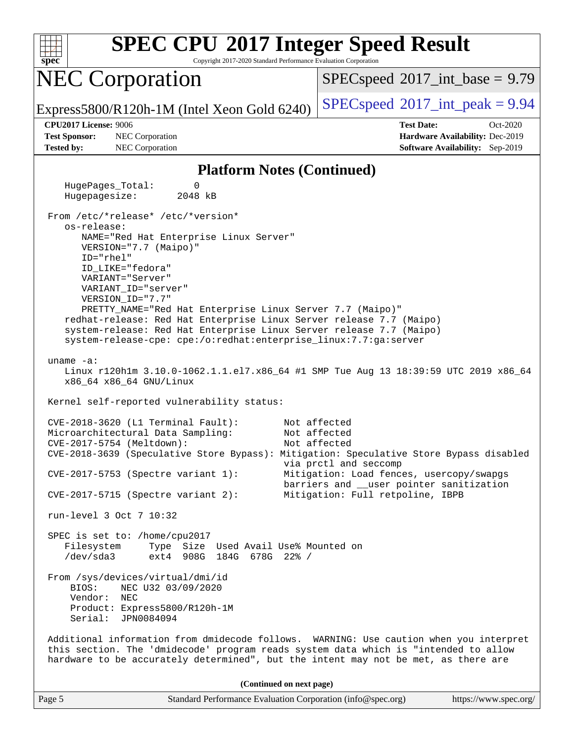## Platform Notes (Continued)

```
    HugePages_Total:       0
    Hugepagesize:       2048 kB

 From /etc/*release* /etc/*version*
    os-release:
       NAME="Red Hat Enterprise Linux Server"
       VERSION="7.7 (Maipo)"
       ID="rhel"
       ID_LIKE="fedora"
       VARIANT="Server"
       VARIANT_ID="server"
       VERSION_ID="7.7"
       PRETTY_NAME="Red Hat Enterprise Linux Server 7.7 (Maipo)"
    redhat-release: Red Hat Enterprise Linux Server release 7.7 (Maipo)
    system-release: Red Hat Enterprise Linux Server release 7.7 (Maipo)
    system-release-cpe: cpe:/o:redhat:enterprise_linux:7.7:ga:server

 uname -a:
    Linux r120h1m 3.10.0-1062.1.1.el7.x86_64 #1 SMP Tue Aug 13 18:39:59 UTC 2019 x86_64
    x86_64 x86_64 GNU/Linux

 Kernel self-reported vulnerability status:

 CVE-2018-3620 (L1 Terminal Fault):         Not affected
 Microarchitectural Data Sampling:          Not affected
 CVE-2017-5754 (Meltdown):                  Not affected
 CVE-2018-3639 (Speculative Store Bypass): Mitigation: Speculative Store Bypass disabled
                                            via prctl and seccomp
 CVE-2017-5753 (Spectre variant 1):         Mitigation: Load fences, usercopy/swapgs
                                            barriers and __user pointer sanitization
 CVE-2017-5715 (Spectre variant 2):         Mitigation: Full retpoline, IBPB

 run-level 3 Oct 7 10:32

 SPEC is set to: /home/cpu2017
    Filesystem     Type  Size  Used Avail Use% Mounted on
    /dev/sda3      ext4  908G  184G  678G  22% /

 From /sys/devices/virtual/dmi/id
     BIOS:    NEC U32 03/09/2020
     Vendor:  NEC
     Product: Express5800/R120h-1M
     Serial:  JPN0084094

 Additional information from dmidecode follows.  WARNING: Use caution when you interpret
 this section. The 'dmidecode' program reads system data which is "intended to allow
 hardware to be accurately determined", but the intent may not be met, as there are
```

(Continued on next page)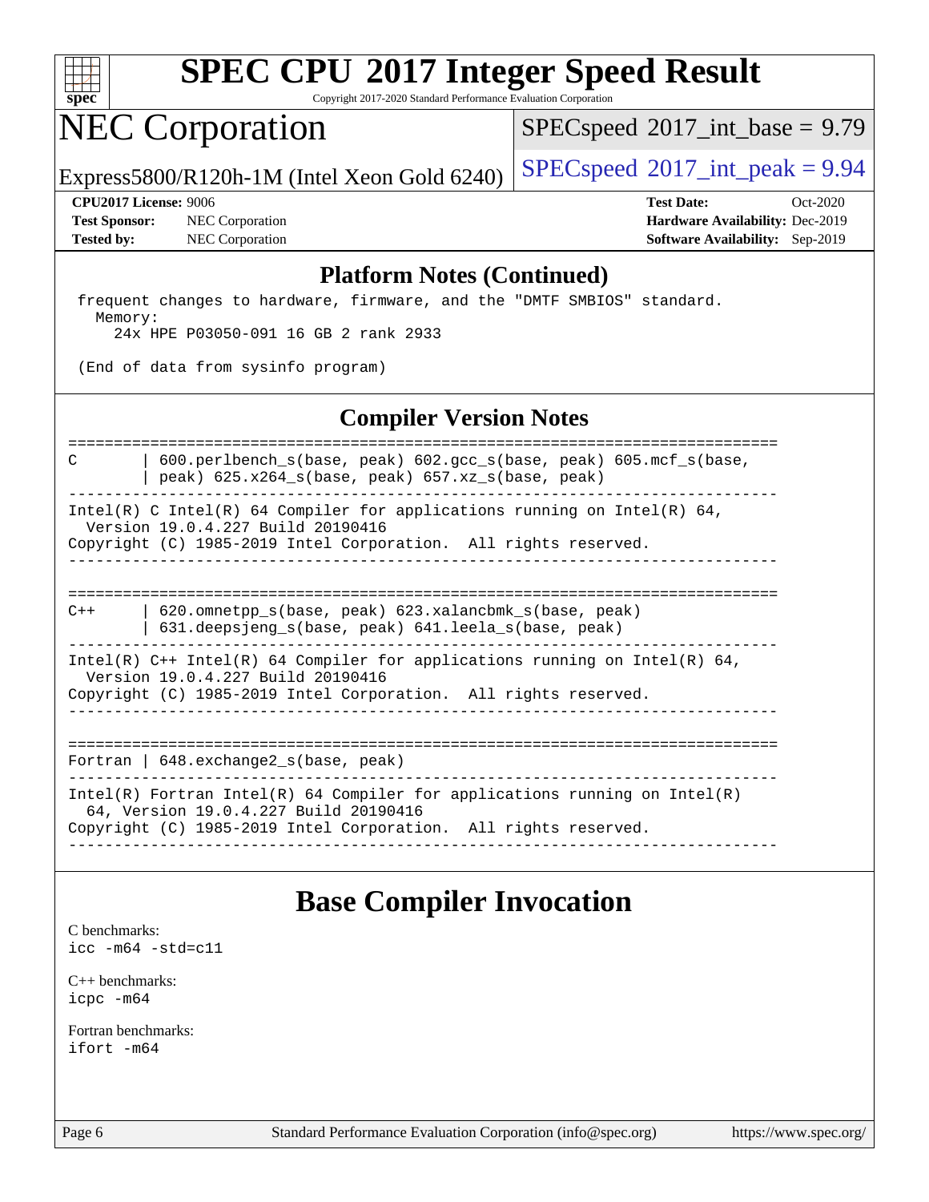## Platform Notes (Continued)

```
frequent changes to hardware, firmware, and the "DMTF SMBIOS" standard.
  Memory:
    24x HPE P03050-091 16 GB 2 rank 2933

(End of data from sysinfo program)
```

## Compiler Version Notes

```
==============================================================================
C       | 600.perlbench_s(base, peak) 602.gcc_s(base, peak) 605.mcf_s(base,
        | peak) 625.x264_s(base, peak) 657.xz_s(base, peak)
------------------------------------------------------------------------------
Intel(R) C Intel(R) 64 Compiler for applications running on Intel(R) 64,
  Version 19.0.4.227 Build 20190416
Copyright (C) 1985-2019 Intel Corporation.  All rights reserved.
------------------------------------------------------------------------------

==============================================================================
C++     | 620.omnetpp_s(base, peak) 623.xalancbmk_s(base, peak)
        | 631.deepsjeng_s(base, peak) 641.leela_s(base, peak)
------------------------------------------------------------------------------
Intel(R) C++ Intel(R) 64 Compiler for applications running on Intel(R) 64,
  Version 19.0.4.227 Build 20190416
Copyright (C) 1985-2019 Intel Corporation.  All rights reserved.
------------------------------------------------------------------------------

==============================================================================
Fortran | 648.exchange2_s(base, peak)
------------------------------------------------------------------------------
Intel(R) Fortran Intel(R) 64 Compiler for applications running on Intel(R)
  64, Version 19.0.4.227 Build 20190416
Copyright (C) 1985-2019 Intel Corporation.  All rights reserved.
------------------------------------------------------------------------------
```

## Base Compiler Invocation

C benchmarks:
icc -m64 -std=c11

C++ benchmarks:
icpc -m64

Fortran benchmarks:
ifort -m64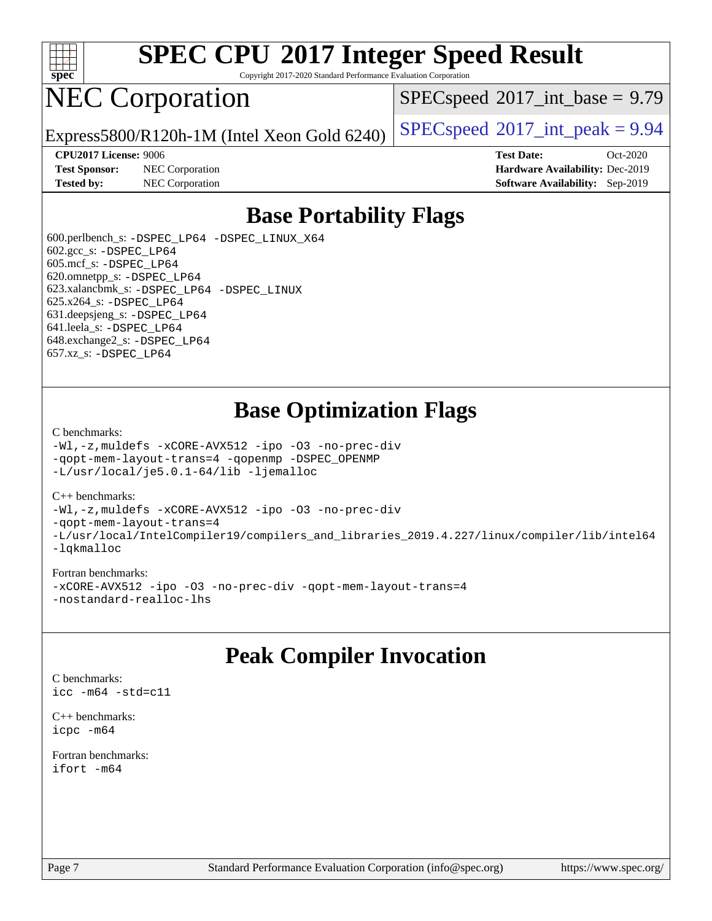# SPEC CPU 2017 Integer Speed Result

Copyright 2017-2020 Standard Performance Evaluation Corporation

# NEC Corporation

Express5800/R120h-1M (Intel Xeon Gold 6240)

SPECspeed 2017_int_base = 9.79

SPECspeed 2017_int_peak = 9.94

**CPU2017 License:** 9006
**Test Sponsor:** NEC Corporation
**Tested by:** NEC Corporation

**Test Date:** Oct-2020
**Hardware Availability:** Dec-2019
**Software Availability:** Sep-2019

## Base Portability Flags

600.perlbench_s: `-DSPEC_LP64 -DSPEC_LINUX_X64`
602.gcc_s: `-DSPEC_LP64`
605.mcf_s: `-DSPEC_LP64`
620.omnetpp_s: `-DSPEC_LP64`
623.xalancbmk_s: `-DSPEC_LP64 -DSPEC_LINUX`
625.x264_s: `-DSPEC_LP64`
631.deepsjeng_s: `-DSPEC_LP64`
641.leela_s: `-DSPEC_LP64`
648.exchange2_s: `-DSPEC_LP64`
657.xz_s: `-DSPEC_LP64`

## Base Optimization Flags

C benchmarks:

```
-Wl,-z,muldefs -xCORE-AVX512 -ipo -O3 -no-prec-div
-qopt-mem-layout-trans=4 -qopenmp -DSPEC_OPENMP
-L/usr/local/je5.0.1-64/lib -ljemalloc
```

C++ benchmarks:

```
-Wl,-z,muldefs -xCORE-AVX512 -ipo -O3 -no-prec-div
-qopt-mem-layout-trans=4
-L/usr/local/IntelCompiler19/compilers_and_libraries_2019.4.227/linux/compiler/lib/intel64
-lqkmalloc
```

Fortran benchmarks:

```
-xCORE-AVX512 -ipo -O3 -no-prec-div -qopt-mem-layout-trans=4
-nostandard-realloc-lhs
```

## Peak Compiler Invocation

C benchmarks:

```
icc -m64 -std=c11
```

C++ benchmarks:

```
icpc -m64
```

Fortran benchmarks:

```
ifort -m64
```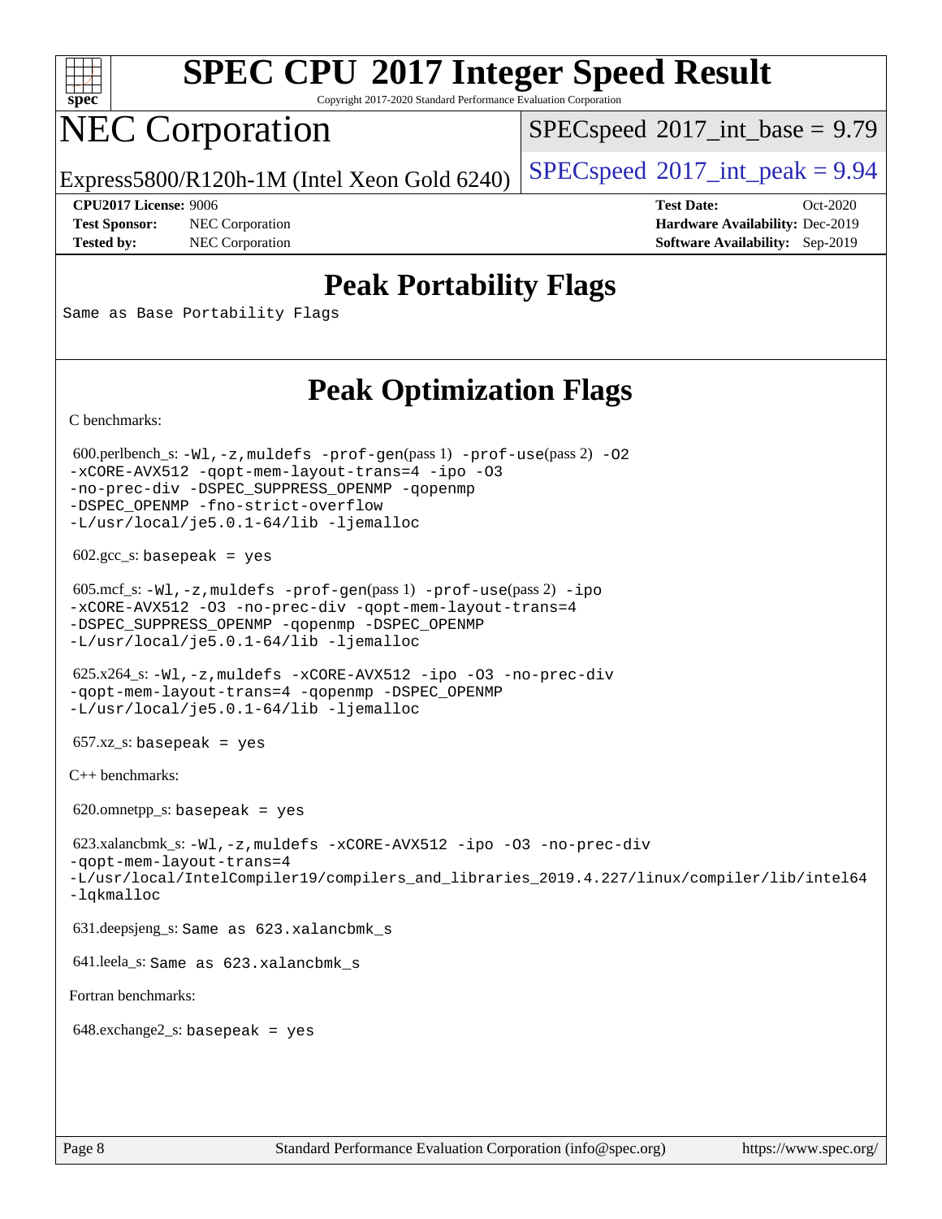# SPEC CPU 2017 Integer Speed Result

Copyright 2017-2020 Standard Performance Evaluation Corporation

# NEC Corporation

Express5800/R120h-1M (Intel Xeon Gold 6240)

SPECspeed 2017_int_base = 9.79

SPECspeed 2017_int_peak = 9.94

**CPU2017 License:** 9006
**Test Sponsor:** NEC Corporation
**Tested by:** NEC Corporation

**Test Date:** Oct-2020
**Hardware Availability:** Dec-2019
**Software Availability:** Sep-2019

## Peak Portability Flags

Same as Base Portability Flags

## Peak Optimization Flags

C benchmarks:

600.perlbench_s: `-Wl,-z,muldefs -prof-gen`(pass 1) `-prof-use`(pass 2) `-O2 -xCORE-AVX512 -qopt-mem-layout-trans=4 -ipo -O3 -no-prec-div -DSPEC_SUPPRESS_OPENMP -qopenmp -DSPEC_OPENMP -fno-strict-overflow -L/usr/local/je5.0.1-64/lib -ljemalloc`

602.gcc_s: `basepeak = yes`

605.mcf_s: `-Wl,-z,muldefs -prof-gen`(pass 1) `-prof-use`(pass 2) `-ipo -xCORE-AVX512 -O3 -no-prec-div -qopt-mem-layout-trans=4 -DSPEC_SUPPRESS_OPENMP -qopenmp -DSPEC_OPENMP -L/usr/local/je5.0.1-64/lib -ljemalloc`

625.x264_s: `-Wl,-z,muldefs -xCORE-AVX512 -ipo -O3 -no-prec-div -qopt-mem-layout-trans=4 -qopenmp -DSPEC_OPENMP -L/usr/local/je5.0.1-64/lib -ljemalloc`

657.xz_s: `basepeak = yes`

C++ benchmarks:

620.omnetpp_s: `basepeak = yes`

623.xalancbmk_s: `-Wl,-z,muldefs -xCORE-AVX512 -ipo -O3 -no-prec-div -qopt-mem-layout-trans=4 -L/usr/local/IntelCompiler19/compilers_and_libraries_2019.4.227/linux/compiler/lib/intel64 -lqkmalloc`

631.deepsjeng_s: `Same as 623.xalancbmk_s`

641.leela_s: `Same as 623.xalancbmk_s`

Fortran benchmarks:

648.exchange2_s: `basepeak = yes`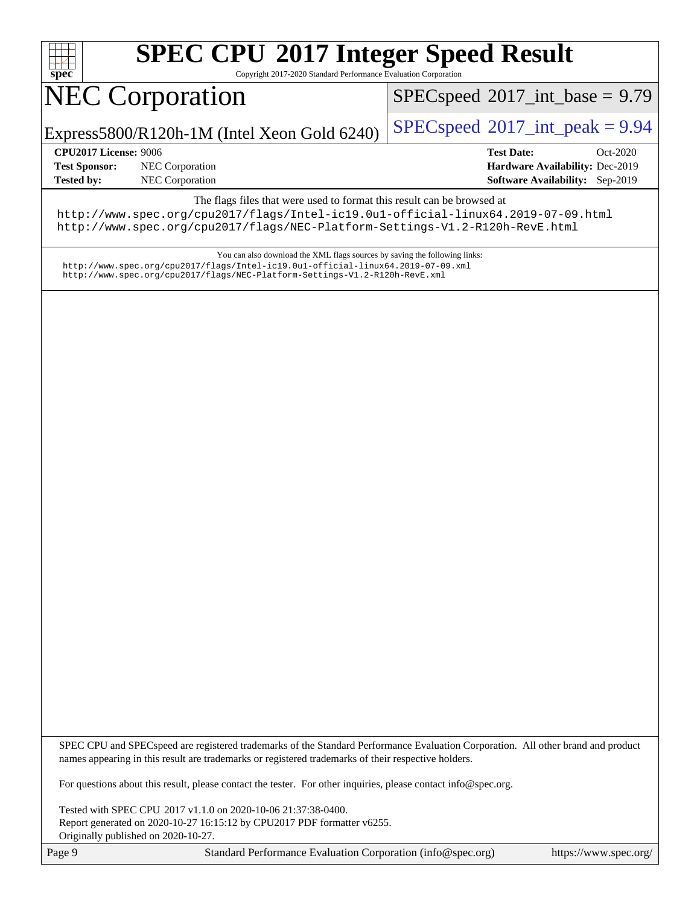# SPEC CPU 2017 Integer Speed Result

Copyright 2017-2020 Standard Performance Evaluation Corporation

# NEC Corporation

Express5800/R120h-1M (Intel Xeon Gold 6240)

SPECspeed 2017_int_base = 9.79

SPECspeed 2017_int_peak = 9.94

**CPU2017 License:** 9006
**Test Sponsor:** NEC Corporation
**Tested by:** NEC Corporation

**Test Date:** Oct-2020
**Hardware Availability:** Dec-2019
**Software Availability:** Sep-2019

The flags files that were used to format this result can be browsed at

http://www.spec.org/cpu2017/flags/Intel-ic19.0u1-official-linux64.2019-07-09.html
http://www.spec.org/cpu2017/flags/NEC-Platform-Settings-V1.2-R120h-RevE.html

You can also download the XML flags sources by saving the following links:

http://www.spec.org/cpu2017/flags/Intel-ic19.0u1-official-linux64.2019-07-09.xml
http://www.spec.org/cpu2017/flags/NEC-Platform-Settings-V1.2-R120h-RevE.xml

SPEC CPU and SPECspeed are registered trademarks of the Standard Performance Evaluation Corporation. All other brand and product names appearing in this result are trademarks or registered trademarks of their respective holders.

For questions about this result, please contact the tester. For other inquiries, please contact info@spec.org.

Tested with SPEC CPU 2017 v1.1.0 on 2020-10-06 21:37:38-0400.
Report generated on 2020-10-27 16:15:12 by CPU2017 PDF formatter v6255.
Originally published on 2020-10-27.